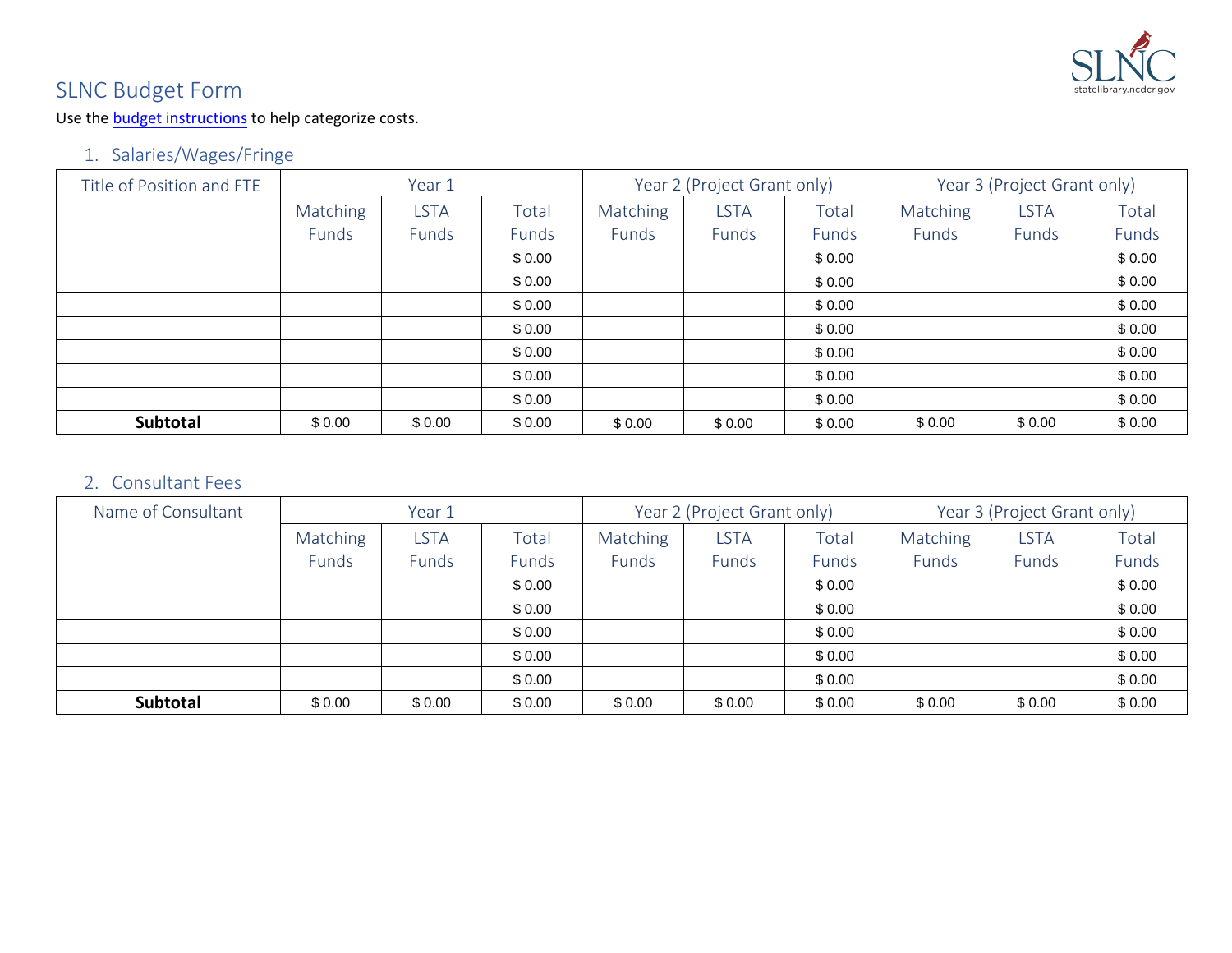# SLNC Budget Form

Use the budget instructions to help categorize costs.

## 1. Salaries/Wages/Fringe

| Title of Position and FTE | Year 1 | | | Year 2 (Project Grant only) | | | Year 3 (Project Grant only) | | |
|---|---|---|---|---|---|---|---|---|---|
| | Matching Funds | LSTA Funds | Total Funds | Matching Funds | LSTA Funds | Total Funds | Matching Funds | LSTA Funds | Total Funds |
| | | | $ 0.00 | | | $ 0.00 | | | $ 0.00 |
| | | | $ 0.00 | | | $ 0.00 | | | $ 0.00 |
| | | | $ 0.00 | | | $ 0.00 | | | $ 0.00 |
| | | | $ 0.00 | | | $ 0.00 | | | $ 0.00 |
| | | | $ 0.00 | | | $ 0.00 | | | $ 0.00 |
| | | | $ 0.00 | | | $ 0.00 | | | $ 0.00 |
| | | | $ 0.00 | | | $ 0.00 | | | $ 0.00 |
| **Subtotal** | $ 0.00 | $ 0.00 | $ 0.00 | $ 0.00 | $ 0.00 | $ 0.00 | $ 0.00 | $ 0.00 | $ 0.00 |

## 2. Consultant Fees

| Name of Consultant | Year 1 | | | Year 2 (Project Grant only) | | | Year 3 (Project Grant only) | | |
|---|---|---|---|---|---|---|---|---|---|
| | Matching Funds | LSTA Funds | Total Funds | Matching Funds | LSTA Funds | Total Funds | Matching Funds | LSTA Funds | Total Funds |
| | | | $ 0.00 | | | $ 0.00 | | | $ 0.00 |
| | | | $ 0.00 | | | $ 0.00 | | | $ 0.00 |
| | | | $ 0.00 | | | $ 0.00 | | | $ 0.00 |
| | | | $ 0.00 | | | $ 0.00 | | | $ 0.00 |
| | | | $ 0.00 | | | $ 0.00 | | | $ 0.00 |
| **Subtotal** | $ 0.00 | $ 0.00 | $ 0.00 | $ 0.00 | $ 0.00 | $ 0.00 | $ 0.00 | $ 0.00 | $ 0.00 |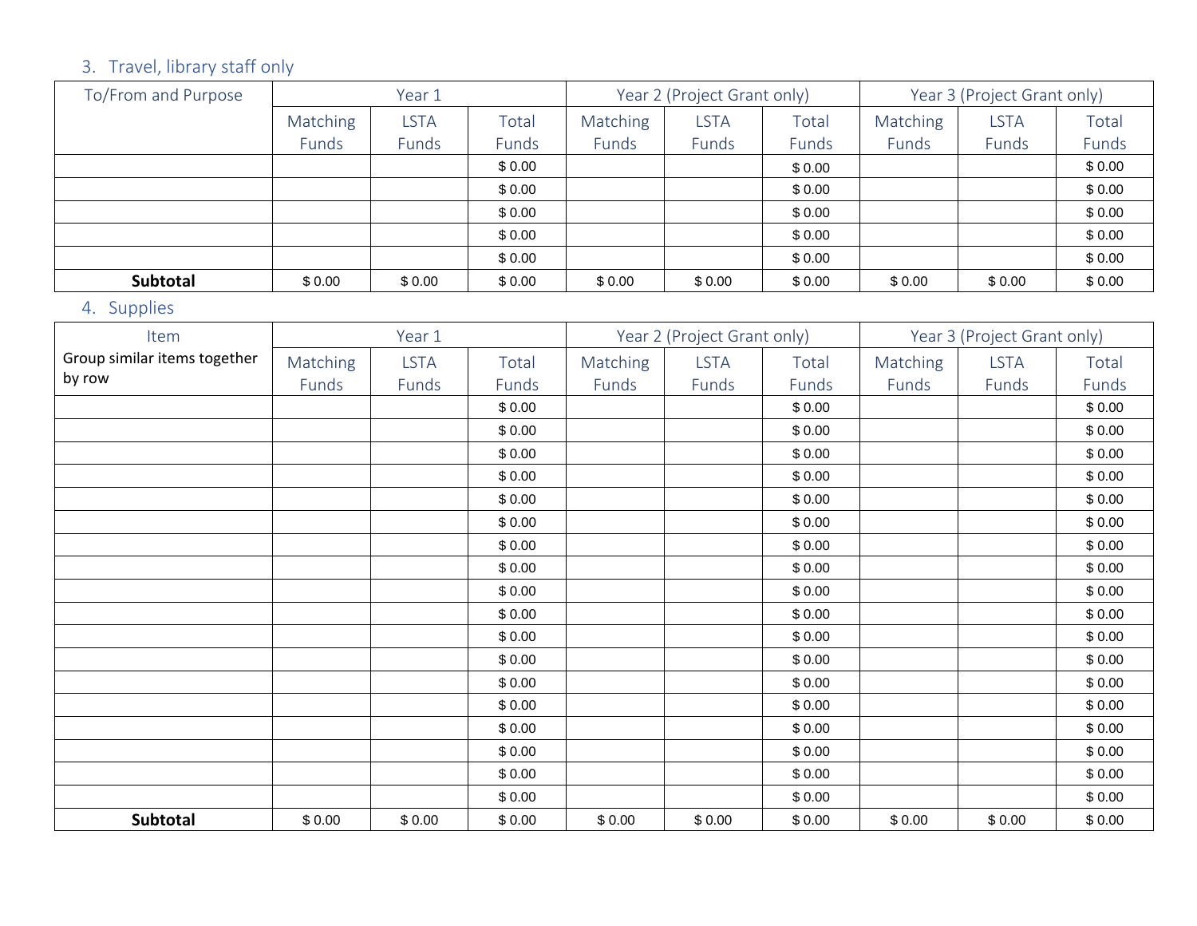### 3. Travel, library staff only

| To/From and Purpose | Year 1 | | | Year 2 (Project Grant only) | | | Year 3 (Project Grant only) | | |
|---|---|---|---|---|---|---|---|---|---|
| | Matching Funds | LSTA Funds | Total Funds | Matching Funds | LSTA Funds | Total Funds | Matching Funds | LSTA Funds | Total Funds |
| | | | $ 0.00 | | | $ 0.00 | | | $ 0.00 |
| | | | $ 0.00 | | | $ 0.00 | | | $ 0.00 |
| | | | $ 0.00 | | | $ 0.00 | | | $ 0.00 |
| | | | $ 0.00 | | | $ 0.00 | | | $ 0.00 |
| | | | $ 0.00 | | | $ 0.00 | | | $ 0.00 |
| **Subtotal** | $ 0.00 | $ 0.00 | $ 0.00 | $ 0.00 | $ 0.00 | $ 0.00 | $ 0.00 | $ 0.00 | $ 0.00 |

### 4. Supplies

| Item | Year 1 | | | Year 2 (Project Grant only) | | | Year 3 (Project Grant only) | | |
|---|---|---|---|---|---|---|---|---|---|
| Group similar items together by row | Matching Funds | LSTA Funds | Total Funds | Matching Funds | LSTA Funds | Total Funds | Matching Funds | LSTA Funds | Total Funds |
| | | | $ 0.00 | | | $ 0.00 | | | $ 0.00 |
| | | | $ 0.00 | | | $ 0.00 | | | $ 0.00 |
| | | | $ 0.00 | | | $ 0.00 | | | $ 0.00 |
| | | | $ 0.00 | | | $ 0.00 | | | $ 0.00 |
| | | | $ 0.00 | | | $ 0.00 | | | $ 0.00 |
| | | | $ 0.00 | | | $ 0.00 | | | $ 0.00 |
| | | | $ 0.00 | | | $ 0.00 | | | $ 0.00 |
| | | | $ 0.00 | | | $ 0.00 | | | $ 0.00 |
| | | | $ 0.00 | | | $ 0.00 | | | $ 0.00 |
| | | | $ 0.00 | | | $ 0.00 | | | $ 0.00 |
| | | | $ 0.00 | | | $ 0.00 | | | $ 0.00 |
| | | | $ 0.00 | | | $ 0.00 | | | $ 0.00 |
| | | | $ 0.00 | | | $ 0.00 | | | $ 0.00 |
| | | | $ 0.00 | | | $ 0.00 | | | $ 0.00 |
| | | | $ 0.00 | | | $ 0.00 | | | $ 0.00 |
| | | | $ 0.00 | | | $ 0.00 | | | $ 0.00 |
| | | | $ 0.00 | | | $ 0.00 | | | $ 0.00 |
| | | | $ 0.00 | | | $ 0.00 | | | $ 0.00 |
| **Subtotal** | $ 0.00 | $ 0.00 | $ 0.00 | $ 0.00 | $ 0.00 | $ 0.00 | $ 0.00 | $ 0.00 | $ 0.00 |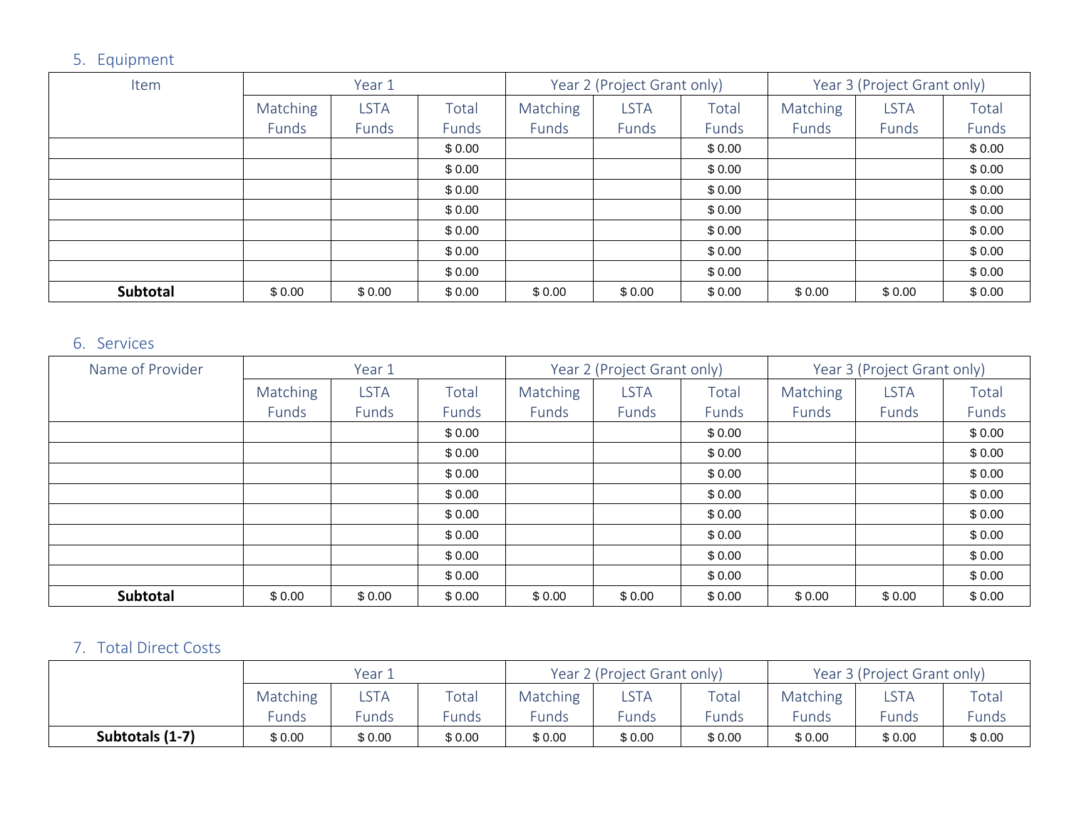5. Equipment

| Item | Year 1 | | | Year 2 (Project Grant only) | | | Year 3 (Project Grant only) | | |
|---|---|---|---|---|---|---|---|---|---|
| | Matching Funds | LSTA Funds | Total Funds | Matching Funds | LSTA Funds | Total Funds | Matching Funds | LSTA Funds | Total Funds |
| | | | $ 0.00 | | | $ 0.00 | | | $ 0.00 |
| | | | $ 0.00 | | | $ 0.00 | | | $ 0.00 |
| | | | $ 0.00 | | | $ 0.00 | | | $ 0.00 |
| | | | $ 0.00 | | | $ 0.00 | | | $ 0.00 |
| | | | $ 0.00 | | | $ 0.00 | | | $ 0.00 |
| | | | $ 0.00 | | | $ 0.00 | | | $ 0.00 |
| | | | $ 0.00 | | | $ 0.00 | | | $ 0.00 |
| **Subtotal** | $ 0.00 | $ 0.00 | $ 0.00 | $ 0.00 | $ 0.00 | $ 0.00 | $ 0.00 | $ 0.00 | $ 0.00 |

6. Services

| Name of Provider | Year 1 | | | Year 2 (Project Grant only) | | | Year 3 (Project Grant only) | | |
|---|---|---|---|---|---|---|---|---|---|
| | Matching Funds | LSTA Funds | Total Funds | Matching Funds | LSTA Funds | Total Funds | Matching Funds | LSTA Funds | Total Funds |
| | | | $ 0.00 | | | $ 0.00 | | | $ 0.00 |
| | | | $ 0.00 | | | $ 0.00 | | | $ 0.00 |
| | | | $ 0.00 | | | $ 0.00 | | | $ 0.00 |
| | | | $ 0.00 | | | $ 0.00 | | | $ 0.00 |
| | | | $ 0.00 | | | $ 0.00 | | | $ 0.00 |
| | | | $ 0.00 | | | $ 0.00 | | | $ 0.00 |
| | | | $ 0.00 | | | $ 0.00 | | | $ 0.00 |
| | | | $ 0.00 | | | $ 0.00 | | | $ 0.00 |
| **Subtotal** | $ 0.00 | $ 0.00 | $ 0.00 | $ 0.00 | $ 0.00 | $ 0.00 | $ 0.00 | $ 0.00 | $ 0.00 |

7. Total Direct Costs

| | Year 1 | | | Year 2 (Project Grant only) | | | Year 3 (Project Grant only) | | |
|---|---|---|---|---|---|---|---|---|---|
| | Matching Funds | LSTA Funds | Total Funds | Matching Funds | LSTA Funds | Total Funds | Matching Funds | LSTA Funds | Total Funds |
| **Subtotals (1-7)** | $ 0.00 | $ 0.00 | $ 0.00 | $ 0.00 | $ 0.00 | $ 0.00 | $ 0.00 | $ 0.00 | $ 0.00 |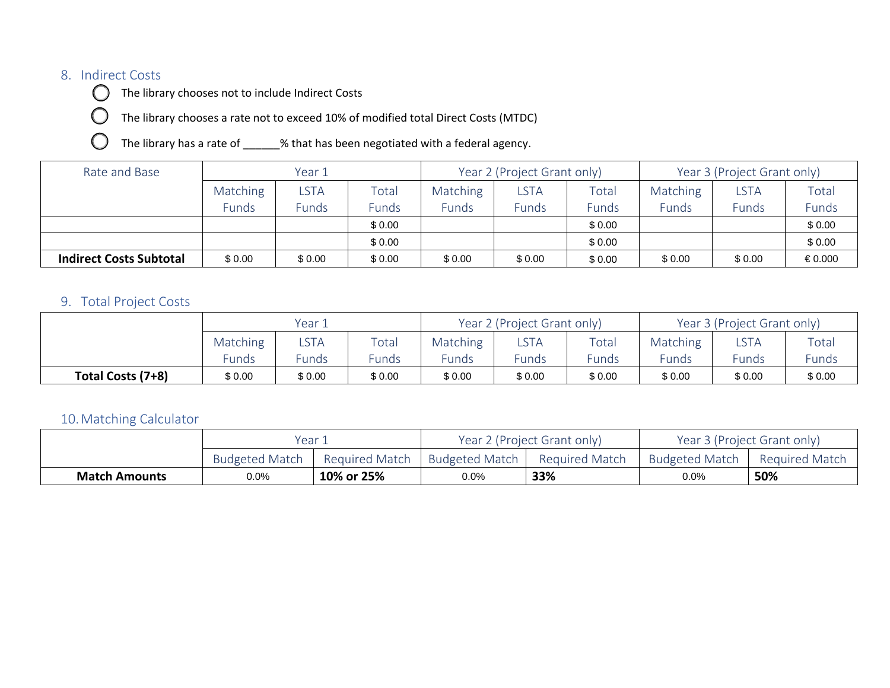## 8. Indirect Costs

- ◯ The library chooses not to include Indirect Costs
- ◯ The library chooses a rate not to exceed 10% of modified total Direct Costs (MTDC)
- ◯ The library has a rate of ______% that has been negotiated with a federal agency.

| Rate and Base | Year 1 | | | Year 2 (Project Grant only) | | | Year 3 (Project Grant only) | | |
|---|---|---|---|---|---|---|---|---|---|
| | Matching Funds | LSTA Funds | Total Funds | Matching Funds | LSTA Funds | Total Funds | Matching Funds | LSTA Funds | Total Funds |
| | | | $ 0.00 | | | $ 0.00 | | | $ 0.00 |
| | | | $ 0.00 | | | $ 0.00 | | | $ 0.00 |
| **Indirect Costs Subtotal** | $ 0.00 | $ 0.00 | $ 0.00 | $ 0.00 | $ 0.00 | $ 0.00 | $ 0.00 | $ 0.00 | € 0.000 |

## 9. Total Project Costs

| | Year 1 | | | Year 2 (Project Grant only) | | | Year 3 (Project Grant only) | | |
|---|---|---|---|---|---|---|---|---|---|
| | Matching Funds | LSTA Funds | Total Funds | Matching Funds | LSTA Funds | Total Funds | Matching Funds | LSTA Funds | Total Funds |
| **Total Costs (7+8)** | $ 0.00 | $ 0.00 | $ 0.00 | $ 0.00 | $ 0.00 | $ 0.00 | $ 0.00 | $ 0.00 | $ 0.00 |

## 10. Matching Calculator

| | Year 1 | | Year 2 (Project Grant only) | | Year 3 (Project Grant only) | |
|---|---|---|---|---|---|---|
| | Budgeted Match | Required Match | Budgeted Match | Required Match | Budgeted Match | Required Match |
| **Match Amounts** | 0.0% | **10% or 25%** | 0.0% | **33%** | 0.0% | **50%** |